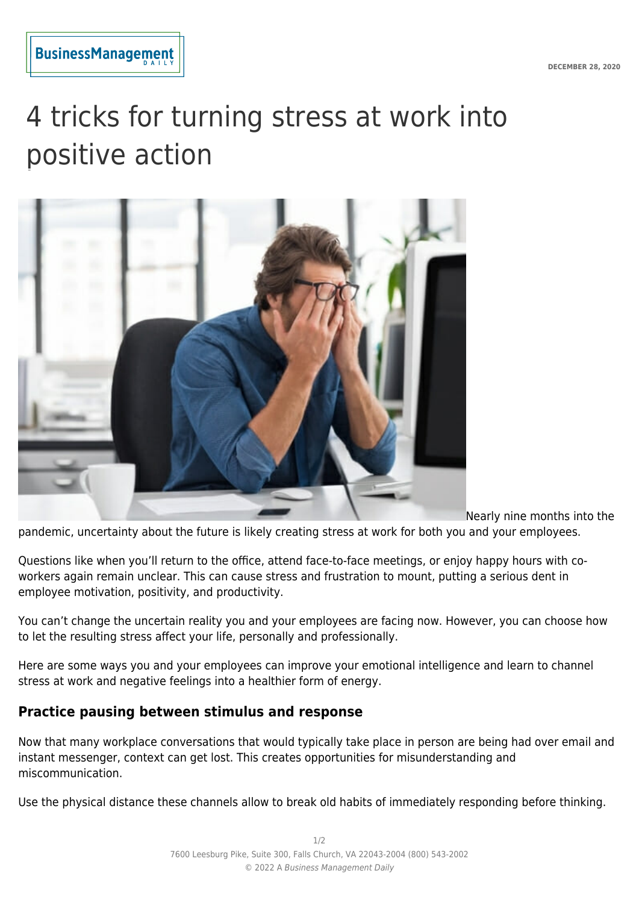DECEMBER 28, 2020

# 4 tricks for turning stress at work into positive action

Nearly nine months into the pandemic, uncertainty about the future is likely creating stress at work for both you and your employees.

Questions like when you'll return to the office, attend face-to-face meetings, or enjoy happy hours with co-workers again remain unclear. This can cause stress and frustration to mount, putting a serious dent in employee motivation, positivity, and productivity.

You can't change the uncertain reality you and your employees are facing now. However, you can choose how to let the resulting stress affect your life, personally and professionally.

Here are some ways you and your employees can improve your emotional intelligence and learn to channel stress at work and negative feelings into a healthier form of energy.

## Practice pausing between stimulus and response

Now that many workplace conversations that would typically take place in person are being had over email and instant messenger, context can get lost. This creates opportunities for misunderstanding and miscommunication.

Use the physical distance these channels allow to break old habits of immediately responding before thinking.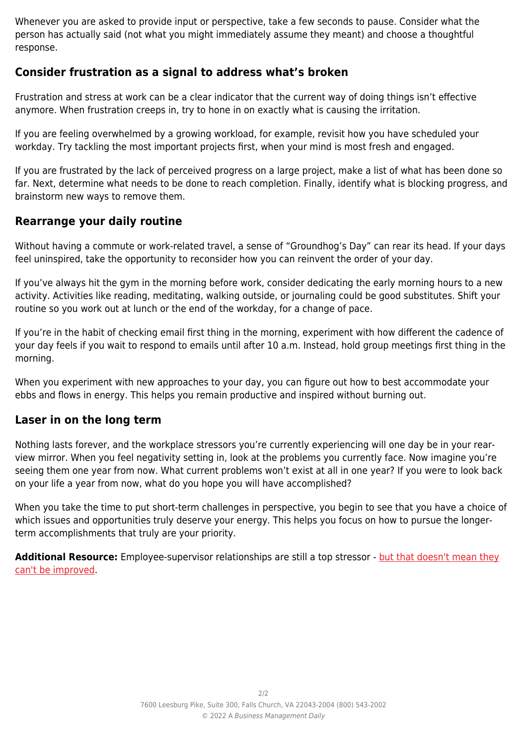Whenever you are asked to provide input or perspective, take a few seconds to pause. Consider what the person has actually said (not what you might immediately assume they meant) and choose a thoughtful response.

## Consider frustration as a signal to address what's broken

Frustration and stress at work can be a clear indicator that the current way of doing things isn't effective anymore. When frustration creeps in, try to hone in on exactly what is causing the irritation.

If you are feeling overwhelmed by a growing workload, for example, revisit how you have scheduled your workday. Try tackling the most important projects first, when your mind is most fresh and engaged.

If you are frustrated by the lack of perceived progress on a large project, make a list of what has been done so far. Next, determine what needs to be done to reach completion. Finally, identify what is blocking progress, and brainstorm new ways to remove them.

## Rearrange your daily routine

Without having a commute or work-related travel, a sense of "Groundhog's Day" can rear its head. If your days feel uninspired, take the opportunity to reconsider how you can reinvent the order of your day.

If you've always hit the gym in the morning before work, consider dedicating the early morning hours to a new activity. Activities like reading, meditating, walking outside, or journaling could be good substitutes. Shift your routine so you work out at lunch or the end of the workday, for a change of pace.

If you're in the habit of checking email first thing in the morning, experiment with how different the cadence of your day feels if you wait to respond to emails until after 10 a.m. Instead, hold group meetings first thing in the morning.

When you experiment with new approaches to your day, you can figure out how to best accommodate your ebbs and flows in energy. This helps you remain productive and inspired without burning out.

## Laser in on the long term

Nothing lasts forever, and the workplace stressors you're currently experiencing will one day be in your rear-view mirror. When you feel negativity setting in, look at the problems you currently face. Now imagine you're seeing them one year from now. What current problems won't exist at all in one year? If you were to look back on your life a year from now, what do you hope you will have accomplished?

When you take the time to put short-term challenges in perspective, you begin to see that you have a choice of which issues and opportunities truly deserve your energy. This helps you focus on how to pursue the longer-term accomplishments that truly are your priority.

**Additional Resource:** Employee-supervisor relationships are still a top stressor - but that doesn't mean they can't be improved.

7600 Leesburg Pike, Suite 300, Falls Church, VA 22043-2004 (800) 543-2002

© 2022 A *Business Management Daily*